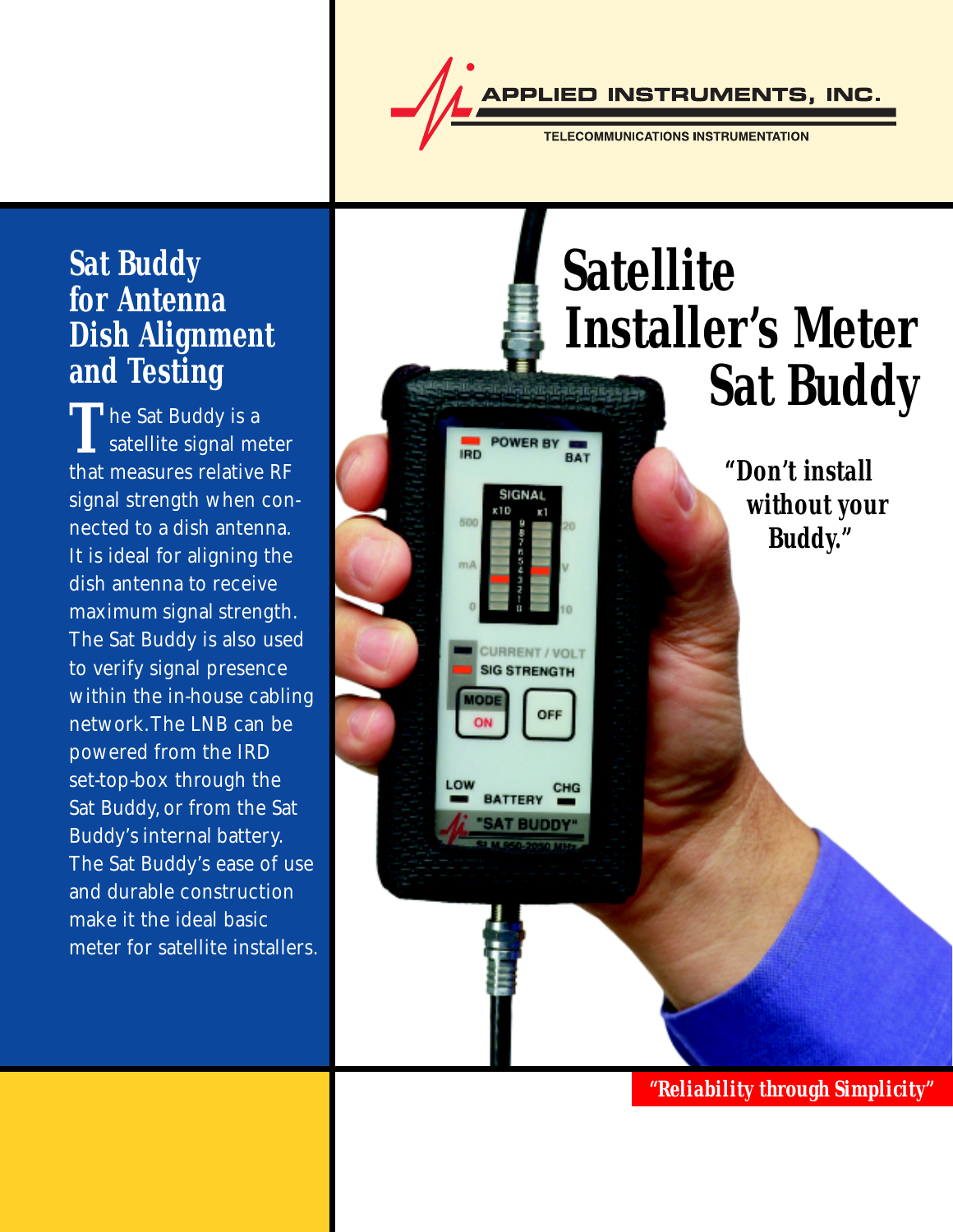APPLIED INSTRUMENTS, INC.

TELECOMMUNICATIONS INSTRUMENTATION

# Satellite Installer's Meter Sat Buddy

*"Don't install without your Buddy."*

## Sat Buddy for Antenna Dish Alignment and Testing

The Sat Buddy is a satellite signal meter that measures relative RF signal strength when connected to a dish antenna. It is ideal for aligning the dish antenna to receive maximum signal strength. The Sat Buddy is also used to verify signal presence within the in-house cabling network. The LNB can be powered from the IRD set-top-box through the Sat Buddy, or from the Sat Buddy's internal battery. The Sat Buddy's ease of use and durable construction make it the ideal basic meter for satellite installers.

*"Reliability through Simplicity"*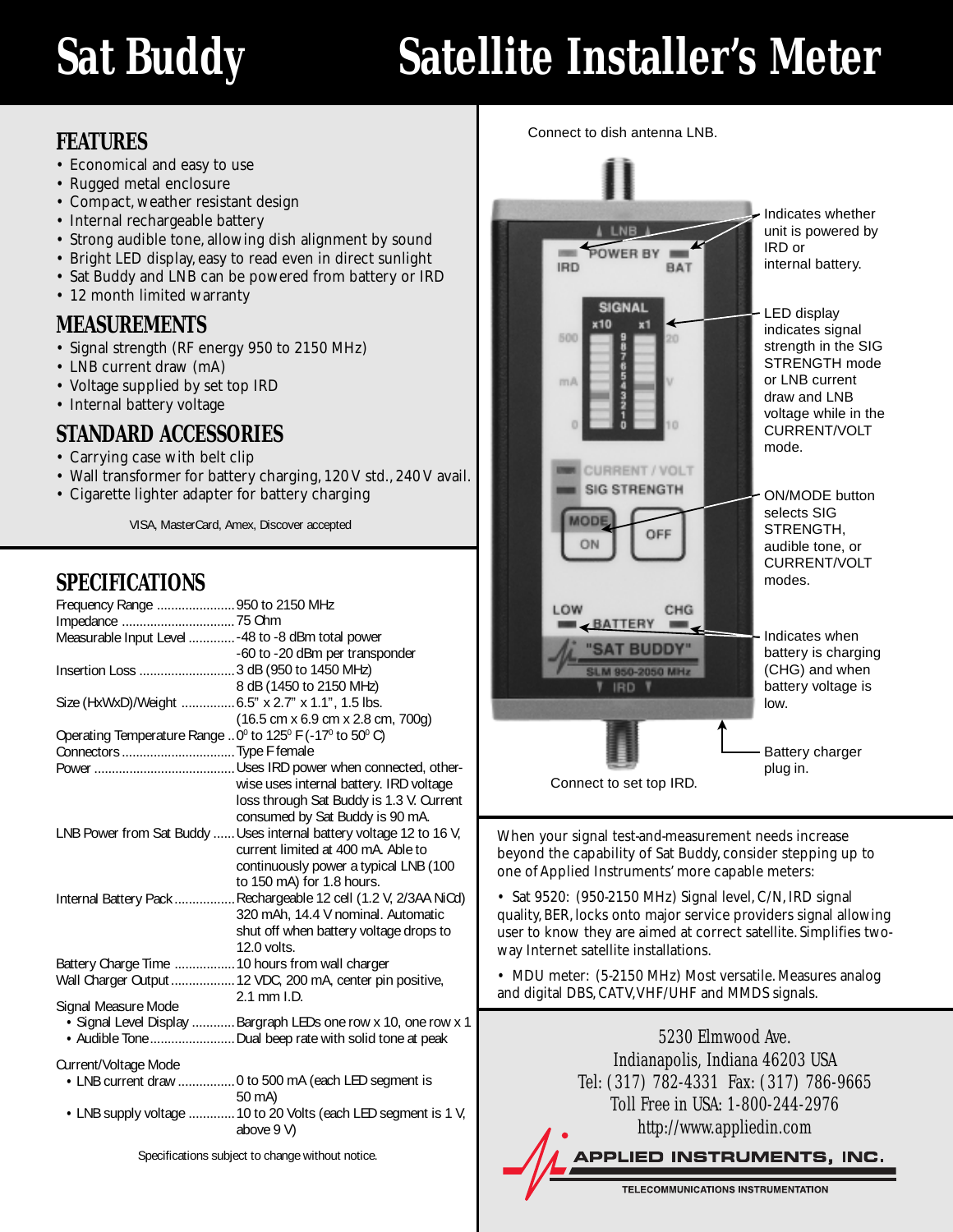# Sat Buddy Satellite Installer's Meter

## FEATURES

- Economical and easy to use
- Rugged metal enclosure
- Compact, weather resistant design
- Internal rechargeable battery
- Strong audible tone, allowing dish alignment by sound
- Bright LED display, easy to read even in direct sunlight
- Sat Buddy and LNB can be powered from battery or IRD
- 12 month limited warranty

## MEASUREMENTS

- Signal strength (RF energy 950 to 2150 MHz)
- LNB current draw (mA)
- Voltage supplied by set top IRD
- Internal battery voltage

## STANDARD ACCESSORIES

- Carrying case with belt clip
- Wall transformer for battery charging, 120 V std., 240 V avail.
- Cigarette lighter adapter for battery charging

VISA, MasterCard, Amex, Discover accepted

## SPECIFICATIONS

| | |
|---|---|
| Frequency Range | 950 to 2150 MHz |
| Impedance | 75 Ohm |
| Measurable Input Level | -48 to -8 dBm total power<br>-60 to -20 dBm per transponder |
| Insertion Loss | 3 dB (950 to 1450 MHz)<br>8 dB (1450 to 2150 MHz) |
| Size (HxWxD)/Weight | 6.5" x 2.7" x 1.1", 1.5 lbs.<br>(16.5 cm x 6.9 cm x 2.8 cm, 700g) |
| Operating Temperature Range | $0^0$ to $125^0$ F ($-17^0$ to $50^0$ C) |
| Connectors | Type F female |
| Power | Uses IRD power when connected, otherwise uses internal battery. IRD voltage loss through Sat Buddy is 1.3 V. Current consumed by Sat Buddy is 90 mA. |
| LNB Power from Sat Buddy | Uses internal battery voltage 12 to 16 V, current limited at 400 mA. Able to continuously power a typical LNB (100 to 150 mA) for 1.8 hours. |
| Internal Battery Pack | Rechargeable 12 cell (1.2 V, 2/3AA NiCd) 320 mAh, 14.4 V nominal. Automatic shut off when battery voltage drops to 12.0 volts. |
| Battery Charge Time | 10 hours from wall charger |
| Wall Charger Output | 12 VDC, 200 mA, center pin positive, 2.1 mm I.D. |
| Signal Measure Mode | |
| • Signal Level Display | Bargraph LEDs one row x 10, one row x 1 |
| • Audible Tone | Dual beep rate with solid tone at peak |
| Current/Voltage Mode | |
| • LNB current draw | 0 to 500 mA (each LED segment is 50 mA) |
| • LNB supply voltage | 10 to 20 Volts (each LED segment is 1 V, above 9 V) |

Specifications subject to change without notice.

Connect to dish antenna LNB.

LNB

POWER BY

IRD BAT

SIGNAL

x10 x1

500 20

mA V

0 10

9 8 7 6 5 4 3 2 1 0

CURRENT / VOLT

SIG STRENGTH

MODE ON OFF

LOW CHG

BATTERY

"SAT BUDDY"

SLM 950-2050 MHz

IRD

Connect to set top IRD.

Indicates whether unit is powered by IRD or internal battery.

LED display indicates signal strength in the SIG STRENGTH mode or LNB current draw and LNB voltage while in the CURRENT/VOLT mode.

ON/MODE button selects SIG STRENGTH, audible tone, or CURRENT/VOLT modes.

Indicates when battery is charging (CHG) and when battery voltage is low.

Battery charger plug in.

When your signal test-and-measurement needs increase beyond the capability of Sat Buddy, consider stepping up to one of Applied Instruments' more capable meters:

- Sat 9520: (950-2150 MHz) Signal level, C/N, IRD signal quality, BER, locks onto major service providers signal allowing user to know they are aimed at correct satellite. Simplifies two-way Internet satellite installations.
- MDU meter: (5-2150 MHz) Most versatile. Measures analog and digital DBS, CATV, VHF/UHF and MMDS signals.

5230 Elmwood Ave.
Indianapolis, Indiana 46203 USA
Tel: (317) 782-4331 Fax: (317) 786-9665
Toll Free in USA: 1-800-244-2976
http://www.appliedin.com

APPLIED INSTRUMENTS, INC.

TELECOMMUNICATIONS INSTRUMENTATION